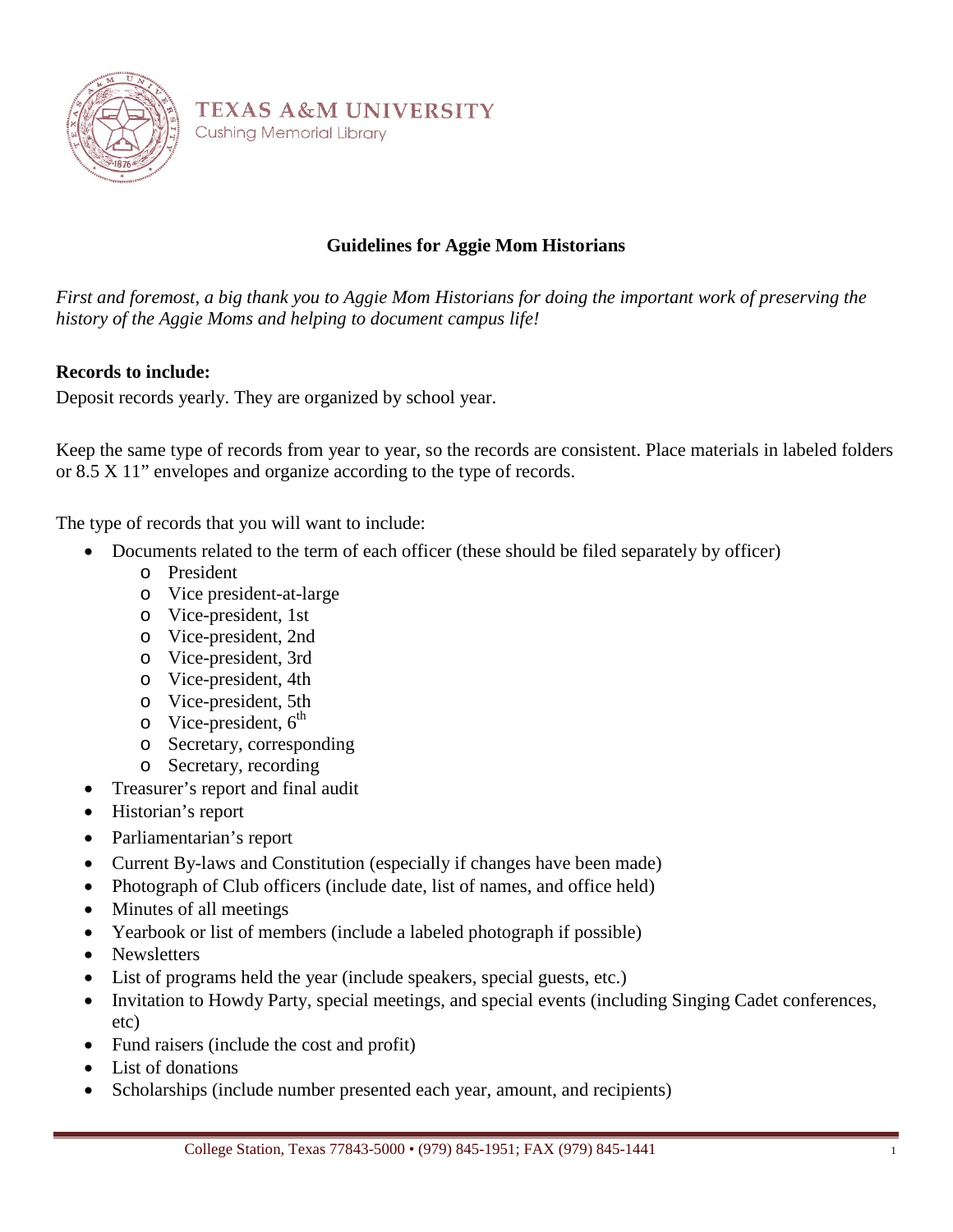TEXAS A&M UNIVERSITY
Cushing Memorial Library

# Guidelines for Aggie Mom Historians

*First and foremost, a big thank you to Aggie Mom Historians for doing the important work of preserving the history of the Aggie Moms and helping to document campus life!*

**Records to include:**

Deposit records yearly. They are organized by school year.

Keep the same type of records from year to year, so the records are consistent. Place materials in labeled folders or 8.5 X 11" envelopes and organize according to the type of records.

The type of records that you will want to include:

- Documents related to the term of each officer (these should be filed separately by officer)
  - President
  - Vice president-at-large
  - Vice-president, 1st
  - Vice-president, 2nd
  - Vice-president, 3rd
  - Vice-president, 4th
  - Vice-president, 5th
  - Vice-president, 6th
  - Secretary, corresponding
  - Secretary, recording
- Treasurer's report and final audit
- Historian's report
- Parliamentarian's report
- Current By-laws and Constitution (especially if changes have been made)
- Photograph of Club officers (include date, list of names, and office held)
- Minutes of all meetings
- Yearbook or list of members (include a labeled photograph if possible)
- Newsletters
- List of programs held the year (include speakers, special guests, etc.)
- Invitation to Howdy Party, special meetings, and special events (including Singing Cadet conferences, etc)
- Fund raisers (include the cost and profit)
- List of donations
- Scholarships (include number presented each year, amount, and recipients)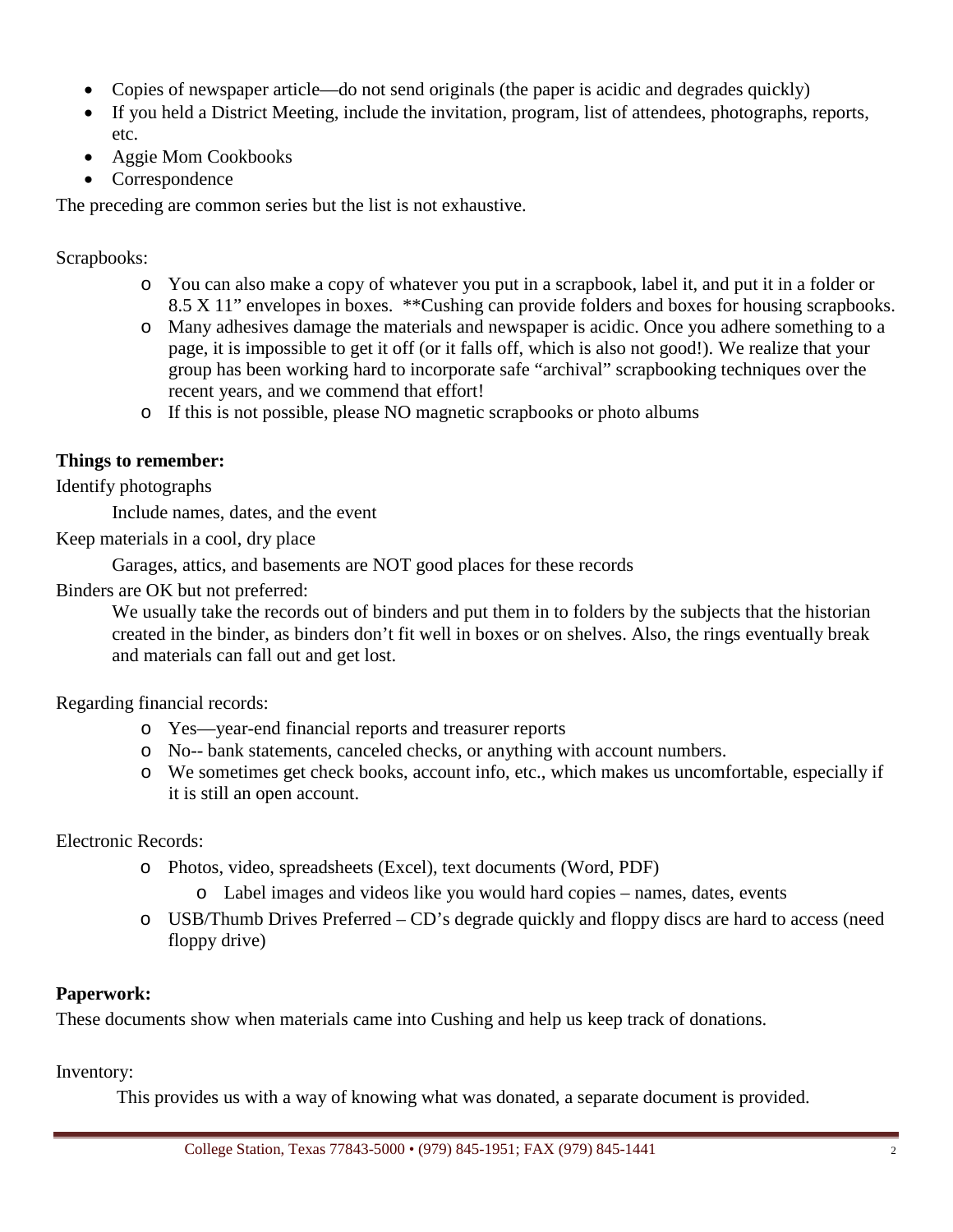- Copies of newspaper article—do not send originals (the paper is acidic and degrades quickly)
- If you held a District Meeting, include the invitation, program, list of attendees, photographs, reports, etc.
- Aggie Mom Cookbooks
- Correspondence

The preceding are common series but the list is not exhaustive.

Scrapbooks:

- You can also make a copy of whatever you put in a scrapbook, label it, and put it in a folder or 8.5 X 11" envelopes in boxes. **Cushing can provide folders and boxes for housing scrapbooks.
- Many adhesives damage the materials and newspaper is acidic. Once you adhere something to a page, it is impossible to get it off (or it falls off, which is also not good!). We realize that your group has been working hard to incorporate safe "archival" scrapbooking techniques over the recent years, and we commend that effort!
- If this is not possible, please NO magnetic scrapbooks or photo albums

**Things to remember:**

Identify photographs

Include names, dates, and the event

Keep materials in a cool, dry place

Garages, attics, and basements are NOT good places for these records

Binders are OK but not preferred:

We usually take the records out of binders and put them in to folders by the subjects that the historian created in the binder, as binders don't fit well in boxes or on shelves. Also, the rings eventually break and materials can fall out and get lost.

Regarding financial records:

- Yes—year-end financial reports and treasurer reports
- No-- bank statements, canceled checks, or anything with account numbers.
- We sometimes get check books, account info, etc., which makes us uncomfortable, especially if it is still an open account.

Electronic Records:

- Photos, video, spreadsheets (Excel), text documents (Word, PDF)
  - Label images and videos like you would hard copies – names, dates, events
- USB/Thumb Drives Preferred – CD's degrade quickly and floppy discs are hard to access (need floppy drive)

**Paperwork:**

These documents show when materials came into Cushing and help us keep track of donations.

Inventory:

This provides us with a way of knowing what was donated, a separate document is provided.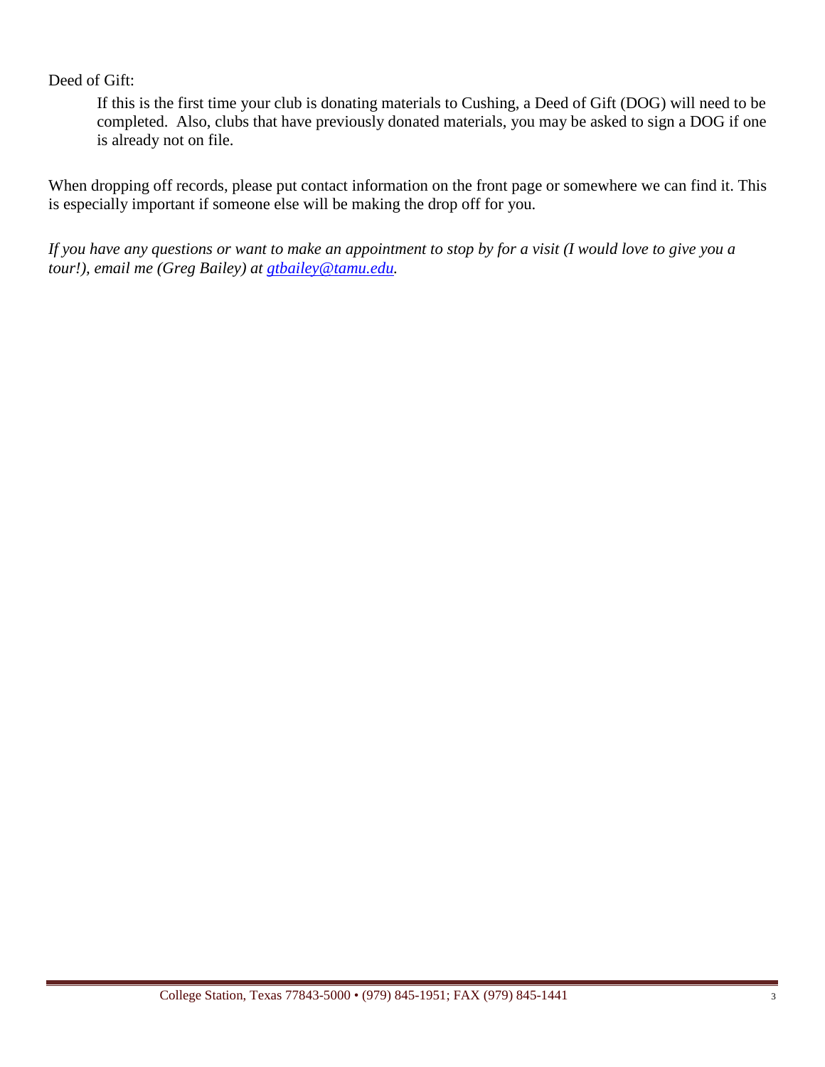Deed of Gift:

> If this is the first time your club is donating materials to Cushing, a Deed of Gift (DOG) will need to be completed.  Also, clubs that have previously donated materials, you may be asked to sign a DOG if one is already not on file.

When dropping off records, please put contact information on the front page or somewhere we can find it. This is especially important if someone else will be making the drop off for you.

*If you have any questions or want to make an appointment to stop by for a visit (I would love to give you a tour!), email me (Greg Bailey) at gtbailey@tamu.edu.*